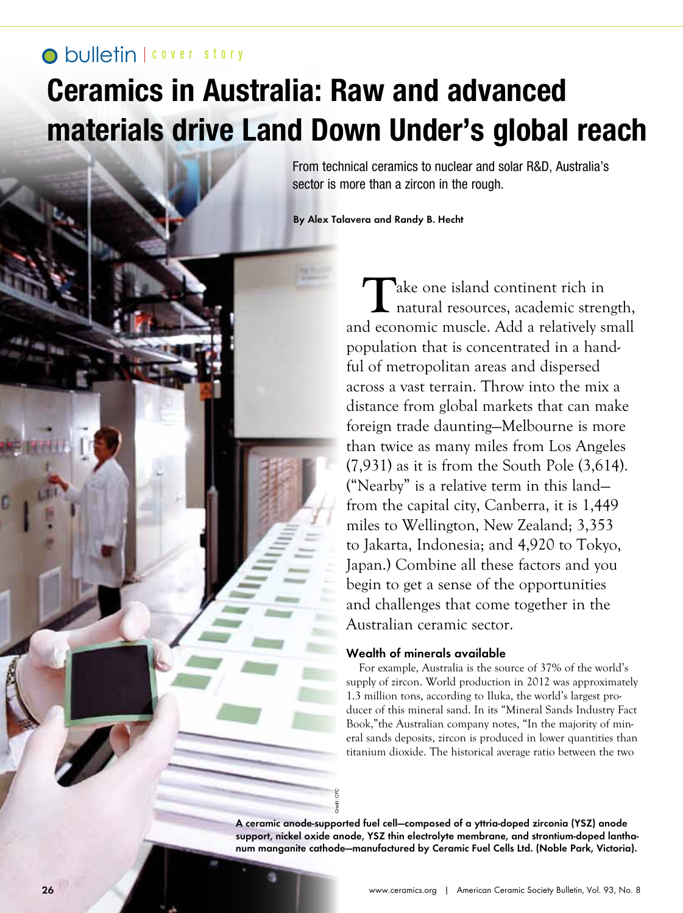bulletin | cover story

# Ceramics in Australia: Raw and advanced materials drive Land Down Under's global reach

From technical ceramics to nuclear and solar R&D, Australia's sector is more than a zircon in the rough.

**By Alex Talavera and Randy B. Hecht**

Take one island continent rich in natural resources, academic strength, and economic muscle. Add a relatively small population that is concentrated in a handful of metropolitan areas and dispersed across a vast terrain. Throw into the mix a distance from global markets that can make foreign trade daunting—Melbourne is more than twice as many miles from Los Angeles (7,931) as it is from the South Pole (3,614). ("Nearby" is a relative term in this land—from the capital city, Canberra, it is 1,449 miles to Wellington, New Zealand; 3,353 to Jakarta, Indonesia; and 4,920 to Tokyo, Japan.) Combine all these factors and you begin to get a sense of the opportunities and challenges that come together in the Australian ceramic sector.

### Wealth of minerals available

For example, Australia is the source of 37% of the world's supply of zircon. World production in 2012 was approximately 1.3 million tons, according to Iluka, the world's largest producer of this mineral sand. In its "Mineral Sands Industry Fact Book," the Australian company notes, "In the majority of mineral sands deposits, zircon is produced in lower quantities than titanium dioxide. The historical average ratio between the two

Credit: CFC

A ceramic anode-supported fuel cell—composed of a yttria-doped zirconia (YSZ) anode support, nickel oxide anode, YSZ thin electrolyte membrane, and strontium-doped lanthanum manganite cathode—manufactured by Ceramic Fuel Cells Ltd. (Noble Park, Victoria).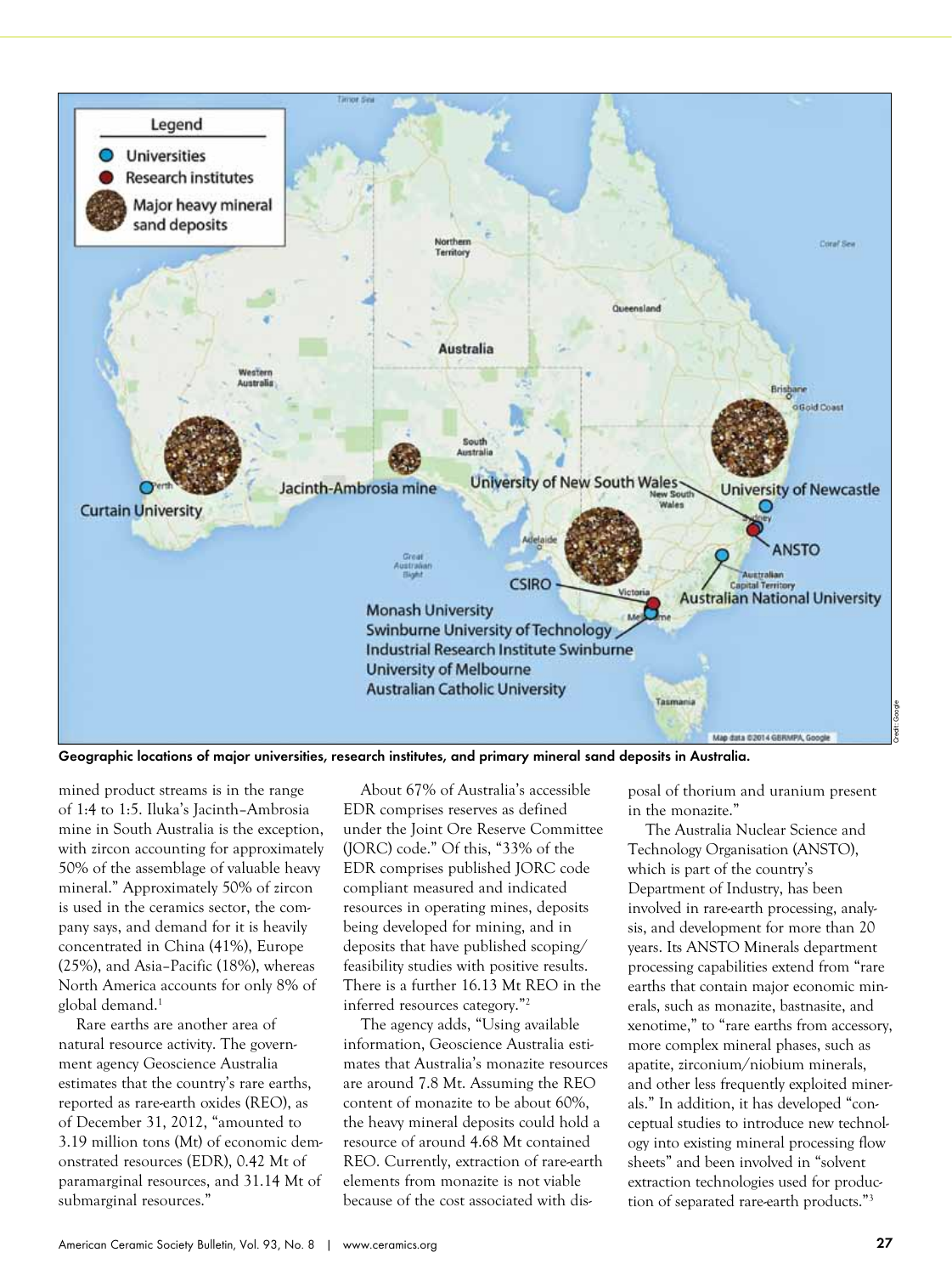Geographic locations of major universities, research institutes, and primary mineral sand deposits in Australia.

mined product streams is in the range of 1:4 to 1:5. Iluka's Jacinth–Ambrosia mine in South Australia is the exception, with zircon accounting for approximately 50% of the assemblage of valuable heavy mineral." Approximately 50% of zircon is used in the ceramics sector, the company says, and demand for it is heavily concentrated in China (41%), Europe (25%), and Asia–Pacific (18%), whereas North America accounts for only 8% of global demand.[1]

Rare earths are another area of natural resource activity. The government agency Geoscience Australia estimates that the country's rare earths, reported as rare-earth oxides (REO), as of December 31, 2012, "amounted to 3.19 million tons (Mt) of economic demonstrated resources (EDR), 0.42 Mt of paramarginal resources, and 31.14 Mt of submarginal resources."

About 67% of Australia's accessible EDR comprises reserves as defined under the Joint Ore Reserve Committee (JORC) code." Of this, "33% of the EDR comprises published JORC code compliant measured and indicated resources in operating mines, deposits being developed for mining, and in deposits that have published scoping/feasibility studies with positive results. There is a further 16.13 Mt REO in the inferred resources category."[2]

The agency adds, "Using available information, Geoscience Australia estimates that Australia's monazite resources are around 7.8 Mt. Assuming the REO content of monazite to be about 60%, the heavy mineral deposits could hold a resource of around 4.68 Mt contained REO. Currently, extraction of rare-earth elements from monazite is not viable because of the cost associated with disposal of thorium and uranium present in the monazite."

The Australia Nuclear Science and Technology Organisation (ANSTO), which is part of the country's Department of Industry, has been involved in rare-earth processing, analysis, and development for more than 20 years. Its ANSTO Minerals department processing capabilities extend from "rare earths that contain major economic minerals, such as monazite, bastnasite, and xenotime," to "rare earths from accessory, more complex mineral phases, such as apatite, zirconium/niobium minerals, and other less frequently exploited minerals." In addition, it has developed "conceptual studies to introduce new technology into existing mineral processing flow sheets" and been involved in "solvent extraction technologies used for production of separated rare-earth products."[3]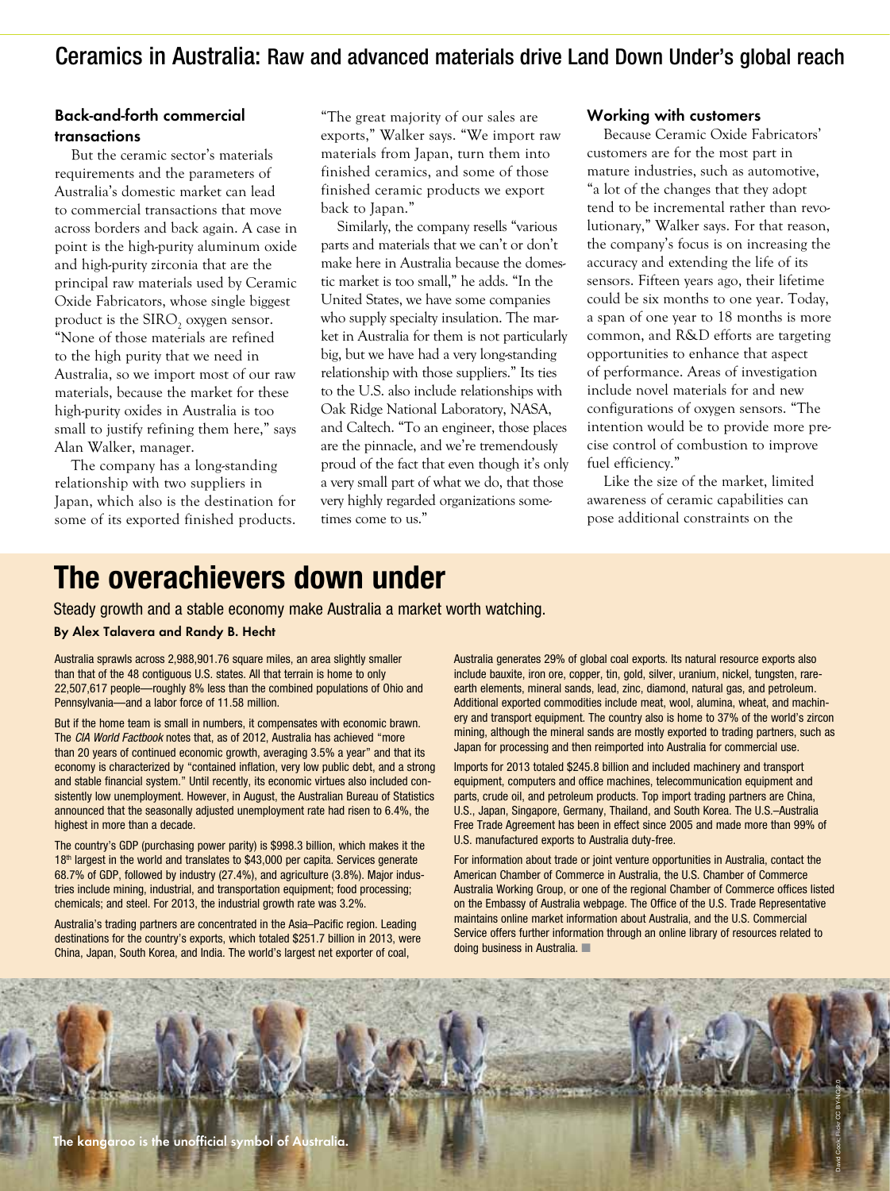## Ceramics in Australia: Raw and advanced materials drive Land Down Under's global reach

### Back-and-forth commercial transactions

But the ceramic sector's materials requirements and the parameters of Australia's domestic market can lead to commercial transactions that move across borders and back again. A case in point is the high-purity aluminum oxide and high-purity zirconia that are the principal raw materials used by Ceramic Oxide Fabricators, whose single biggest product is the $SIRO_2$ oxygen sensor. "None of those materials are refined to the high purity that we need in Australia, so we import most of our raw materials, because the market for these high-purity oxides in Australia is too small to justify refining them here," says Alan Walker, manager.

The company has a long-standing relationship with two suppliers in Japan, which also is the destination for some of its exported finished products. "The great majority of our sales are exports," Walker says. "We import raw materials from Japan, turn them into finished ceramics, and some of those finished ceramic products we export back to Japan."

Similarly, the company resells "various parts and materials that we can't or don't make here in Australia because the domestic market is too small," he adds. "In the United States, we have some companies who supply specialty insulation. The market in Australia for them is not particularly big, but we have had a very long-standing relationship with those suppliers." Its ties to the U.S. also include relationships with Oak Ridge National Laboratory, NASA, and Caltech. "To an engineer, those places are the pinnacle, and we're tremendously proud of the fact that even though it's only a very small part of what we do, that those very highly regarded organizations sometimes come to us."

### Working with customers

Because Ceramic Oxide Fabricators' customers are for the most part in mature industries, such as automotive, "a lot of the changes that they adopt tend to be incremental rather than revolutionary," Walker says. For that reason, the company's focus is on increasing the accuracy and extending the life of its sensors. Fifteen years ago, their lifetime could be six months to one year. Today, a span of one year to 18 months is more common, and R&D efforts are targeting opportunities to enhance that aspect of performance. Areas of investigation include novel materials for and new configurations of oxygen sensors. "The intention would be to provide more precise control of combustion to improve fuel efficiency."

Like the size of the market, limited awareness of ceramic capabilities can pose additional constraints on the

# The overachievers down under

Steady growth and a stable economy make Australia a market worth watching.

**By Alex Talavera and Randy B. Hecht**

Australia sprawls across 2,988,901.76 square miles, an area slightly smaller than that of the 48 contiguous U.S. states. All that terrain is home to only 22,507,617 people—roughly 8% less than the combined populations of Ohio and Pennsylvania—and a labor force of 11.58 million.

But if the home team is small in numbers, it compensates with economic brawn. The *CIA World Factbook* notes that, as of 2012, Australia has achieved "more than 20 years of continued economic growth, averaging 3.5% a year" and that its economy is characterized by "contained inflation, very low public debt, and a strong and stable financial system." Until recently, its economic virtues also included consistently low unemployment. However, in August, the Australian Bureau of Statistics announced that the seasonally adjusted unemployment rate had risen to 6.4%, the highest in more than a decade.

The country's GDP (purchasing power parity) is $998.3 billion, which makes it the 18th largest in the world and translates to $43,000 per capita. Services generate 68.7% of GDP, followed by industry (27.4%), and agriculture (3.8%). Major industries include mining, industrial, and transportation equipment; food processing; chemicals; and steel. For 2013, the industrial growth rate was 3.2%.

Australia's trading partners are concentrated in the Asia–Pacific region. Leading destinations for the country's exports, which totaled $251.7 billion in 2013, were China, Japan, South Korea, and India. The world's largest net exporter of coal, Australia generates 29% of global coal exports. Its natural resource exports also include bauxite, iron ore, copper, tin, gold, silver, uranium, nickel, tungsten, rare-earth elements, mineral sands, lead, zinc, diamond, natural gas, and petroleum. Additional exported commodities include meat, wool, alumina, wheat, and machinery and transport equipment. The country also is home to 37% of the world's zircon mining, although the mineral sands are mostly exported to trading partners, such as Japan for processing and then reimported into Australia for commercial use.

Imports for 2013 totaled $245.8 billion and included machinery and transport equipment, computers and office machines, telecommunication equipment and parts, crude oil, and petroleum products. Top import trading partners are China, U.S., Japan, Singapore, Germany, Thailand, and South Korea. The U.S.–Australia Free Trade Agreement has been in effect since 2005 and made more than 99% of U.S. manufactured exports to Australia duty-free.

For information about trade or joint venture opportunities in Australia, contact the American Chamber of Commerce in Australia, the U.S. Chamber of Commerce Australia Working Group, or one of the regional Chamber of Commerce offices listed on the Embassy of Australia webpage. The Office of the U.S. Trade Representative maintains online market information about Australia, and the U.S. Commercial Service offers further information through an online library of resources related to doing business in Australia. ■

The kangaroo is the unofficial symbol of Australia.

David Cook; Flickr CC BY-NC 2.0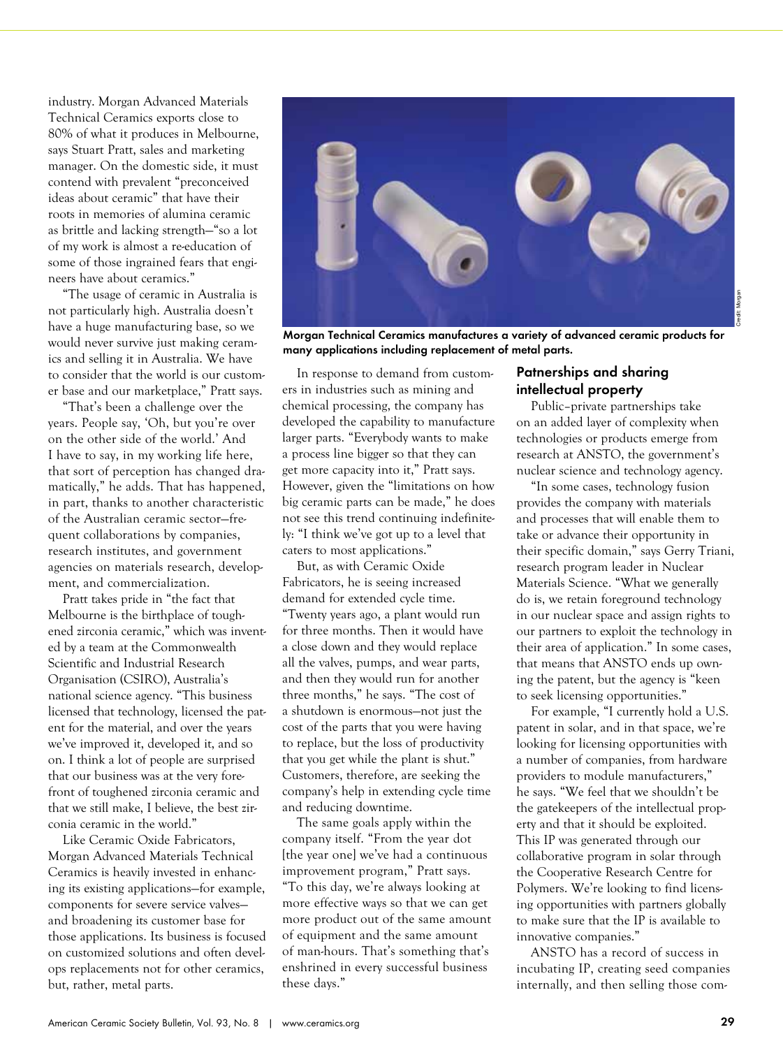industry. Morgan Advanced Materials Technical Ceramics exports close to 80% of what it produces in Melbourne, says Stuart Pratt, sales and marketing manager. On the domestic side, it must contend with prevalent "preconceived ideas about ceramic" that have their roots in memories of alumina ceramic as brittle and lacking strength—"so a lot of my work is almost a re-education of some of those ingrained fears that engineers have about ceramics."

"The usage of ceramic in Australia is not particularly high. Australia doesn't have a huge manufacturing base, so we would never survive just making ceramics and selling it in Australia. We have to consider that the world is our customer base and our marketplace," Pratt says.

"That's been a challenge over the years. People say, 'Oh, but you're over on the other side of the world.' And I have to say, in my working life here, that sort of perception has changed dramatically," he adds. That has happened, in part, thanks to another characteristic of the Australian ceramic sector—frequent collaborations by companies, research institutes, and government agencies on materials research, development, and commercialization.

Pratt takes pride in "the fact that Melbourne is the birthplace of toughened zirconia ceramic," which was invented by a team at the Commonwealth Scientific and Industrial Research Organisation (CSIRO), Australia's national science agency. "This business licensed that technology, licensed the patent for the material, and over the years we've improved it, developed it, and so on. I think a lot of people are surprised that our business was at the very forefront of toughened zirconia ceramic and that we still make, I believe, the best zirconia ceramic in the world."

Like Ceramic Oxide Fabricators, Morgan Advanced Materials Technical Ceramics is heavily invested in enhancing its existing applications—for example, components for severe service valves—and broadening its customer base for those applications. Its business is focused on customized solutions and often develops replacements not for other ceramics, but, rather, metal parts.

**Morgan Technical Ceramics manufactures a variety of advanced ceramic products for many applications including replacement of metal parts.**

Credit: Morgan

In response to demand from customers in industries such as mining and chemical processing, the company has developed the capability to manufacture larger parts. "Everybody wants to make a process line bigger so that they can get more capacity into it," Pratt says. However, given the "limitations on how big ceramic parts can be made," he does not see this trend continuing indefinitely: "I think we've got up to a level that caters to most applications."

But, as with Ceramic Oxide Fabricators, he is seeing increased demand for extended cycle time. "Twenty years ago, a plant would run for three months. Then it would have a close down and they would replace all the valves, pumps, and wear parts, and then they would run for another three months," he says. "The cost of a shutdown is enormous—not just the cost of the parts that you were having to replace, but the loss of productivity that you get while the plant is shut." Customers, therefore, are seeking the company's help in extending cycle time and reducing downtime.

The same goals apply within the company itself. "From the year dot [the year one] we've had a continuous improvement program," Pratt says. "To this day, we're always looking at more effective ways so that we can get more product out of the same amount of equipment and the same amount of man-hours. That's something that's enshrined in every successful business these days."

## Patnerships and sharing intellectual property

Public–private partnerships take on an added layer of complexity when technologies or products emerge from research at ANSTO, the government's nuclear science and technology agency.

"In some cases, technology fusion provides the company with materials and processes that will enable them to take or advance their opportunity in their specific domain," says Gerry Triani, research program leader in Nuclear Materials Science. "What we generally do is, we retain foreground technology in our nuclear space and assign rights to our partners to exploit the technology in their area of application." In some cases, that means that ANSTO ends up owning the patent, but the agency is "keen to seek licensing opportunities."

For example, "I currently hold a U.S. patent in solar, and in that space, we're looking for licensing opportunities with a number of companies, from hardware providers to module manufacturers," he says. "We feel that we shouldn't be the gatekeepers of the intellectual property and that it should be exploited. This IP was generated through our collaborative program in solar through the Cooperative Research Centre for Polymers. We're looking to find licensing opportunities with partners globally to make sure that the IP is available to innovative companies."

ANSTO has a record of success in incubating IP, creating seed companies internally, and then selling those com-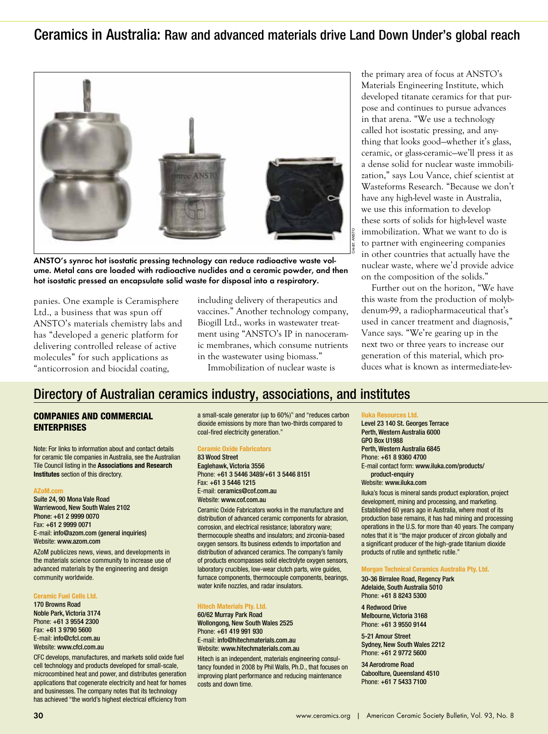# Ceramics in Australia: Raw and advanced materials drive Land Down Under's global reach

**ANSTO's synroc hot isostatic pressing technology can reduce radioactive waste volume. Metal cans are loaded with radioactive nuclides and a ceramic powder, and then hot isostatic pressed an encapsulate solid waste for disposal into a respiratory.**

panies. One example is Ceramisphere Ltd., a business that was spun off ANSTO's materials chemistry labs and has "developed a generic platform for delivering controlled release of active molecules" for such applications as "anticorrosion and biocidal coating, including delivery of therapeutics and vaccines." Another technology company, Biogill Ltd., works in wastewater treatment using "ANSTO's IP in nanoceramic membranes, which consume nutrients in the wastewater using biomass."

Immobilization of nuclear waste is the primary area of focus at ANSTO's Materials Engineering Institute, which developed titanate ceramics for that purpose and continues to pursue advances in that arena. "We use a technology called hot isostatic pressing, and anything that looks good—whether it's glass, ceramic, or glass-ceramic—we'll press it as a dense solid for nuclear waste immobilization," says Lou Vance, chief scientist at Wasteforms Research. "Because we don't have any high-level waste in Australia, we use this information to develop these sorts of solids for high-level waste immobilization. What we want to do is to partner with engineering companies in other countries that actually have the nuclear waste, where we'd provide advice on the composition of the solids."

Further out on the horizon, "We have this waste from the production of molybdenum-99, a radiopharmaceutical that's used in cancer treatment and diagnosis," Vance says. "We're gearing up in the next two or three years to increase our generation of this material, which produces what is known as intermediate-lev-

## Directory of Australian ceramics industry, associations, and institutes

### COMPANIES AND COMMERCIAL ENTERPRISES

Note: For links to information about and contact details for ceramic tile companies in Australia, see the Australian Tile Council listing in the **Associations and Research Institutes** section of this directory.

**AZoM.com**
Suite 24, 90 Mona Vale Road
Warriewood, New South Wales 2102
Phone: +61 2 9999 0070
Fax: +61 2 9999 0071
E-mail: info@azom.com (general inquiries)
Website: www.azom.com

AZoM publicizes news, views, and developments in the materials science community to increase use of advanced materials by the engineering and design community worldwide.

**Ceramic Fuel Cells Ltd.**
170 Browns Road
Noble Park, Victoria 3174
Phone: +61 3 9554 2300
Fax: +61 3 9790 5600
E-mail: info@cfcl.com.au
Website: www.cfcl.com.au

CFC develops, manufactures, and markets solid oxide fuel cell technology and products developed for small-scale, microcombined heat and power, and distributes generation applications that cogenerate electricity and heat for homes and businesses. The company notes that its technology has achieved "the world's highest electrical efficiency from a small-scale generator (up to 60%)" and "reduces carbon dioxide emissions by more than two-thirds compared to coal-fired electricity generation."

**Ceramic Oxide Fabricators**
83 Wood Street
Eaglehawk, Victoria 3556
Phone: +61 3 5446 3489/+61 3 5446 8151
Fax: +61 3 5446 1215
E-mail: ceramics@cof.com.au
Website: www.cof.com.au

Ceramic Oxide Fabricators works in the manufacture and distribution of advanced ceramic components for abrasion, corrosion, and electrical resistance; laboratory ware; thermocouple sheaths and insulators; and zirconia-based oxygen sensors. Its business extends to importation and distribution of advanced ceramics. The company's family of products encompasses solid electrolyte oxygen sensors, laboratory crucibles, low-wear clutch parts, wire guides, furnace components, thermocouple components, bearings, water knife nozzles, and radar insulators.

**Hitech Materials Pty. Ltd.**
60/62 Murray Park Road
Wollongong, New South Wales 2525
Phone: +61 419 991 930
E-mail: info@hitechmaterials.com.au
Website: www.hitechmaterials.com.au

Hitech is an independent, materials engineering consultancy founded in 2008 by Phil Walls, Ph.D., that focuses on improving plant performance and reducing maintenance costs and down time.

**Iluka Resources Ltd.**
Level 23 140 St. Georges Terrace
Perth, Western Australia 6000
GPO Box U1988
Perth, Western Australia 6845
Phone: +61 8 9360 4700
E-mail contact form: www.iluka.com/products/product-enquiry
Website: www.iluka.com

Iluka's focus is mineral sands product exploration, project development, mining and processing, and marketing. Established 60 years ago in Australia, where most of its production base remains, it has had mining and processing operations in the U.S. for more than 40 years. The company notes that it is "the major producer of zircon globally and a significant producer of the high-grade titanium dioxide products of rutile and synthetic rutile."

**Morgan Technical Ceramics Australia Pty. Ltd.**
30-36 Birralee Road, Regency Park
Adelaide, South Australia 5010
Phone: +61 8 8243 5300

4 Redwood Drive
Melbourne, Victoria 3168
Phone: +61 3 9550 9144

5-21 Amour Street
Sydney, New South Wales 2212
Phone: +61 2 9772 5600

34 Aerodrome Road
Caboolture, Queensland 4510
Phone: +61 7 5433 7100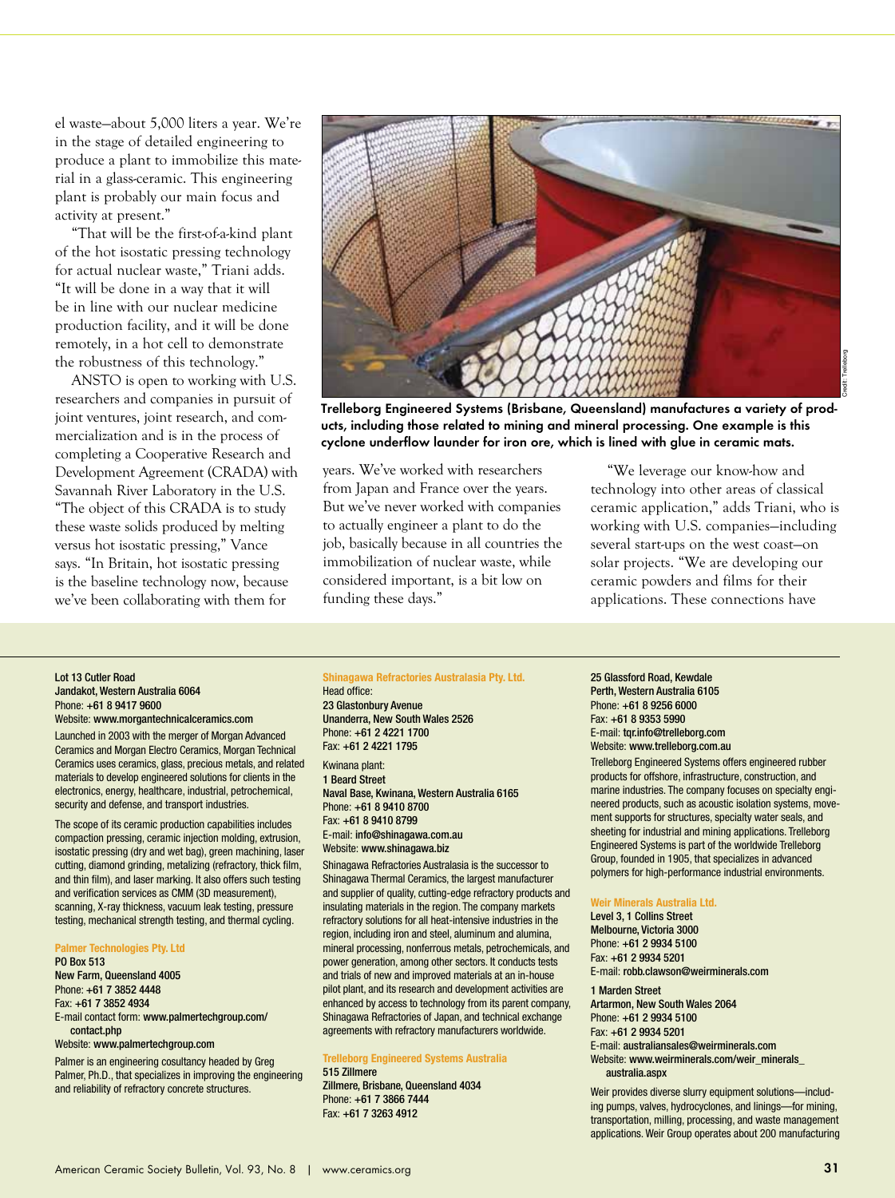el waste—about 5,000 liters a year. We're in the stage of detailed engineering to produce a plant to immobilize this material in a glass-ceramic. This engineering plant is probably our main focus and activity at present."

"That will be the first-of-a-kind plant of the hot isostatic pressing technology for actual nuclear waste," Triani adds. "It will be done in a way that it will be in line with our nuclear medicine production facility, and it will be done remotely, in a hot cell to demonstrate the robustness of this technology."

ANSTO is open to working with U.S. researchers and companies in pursuit of joint ventures, joint research, and commercialization and is in the process of completing a Cooperative Research and Development Agreement (CRADA) with Savannah River Laboratory in the U.S. "The object of this CRADA is to study these waste solids produced by melting versus hot isostatic pressing," Vance says. "In Britain, hot isostatic pressing is the baseline technology now, because we've been collaborating with them for years. We've worked with researchers from Japan and France over the years. But we've never worked with companies to actually engineer a plant to do the job, basically because in all countries the immobilization of nuclear waste, while considered important, is a bit low on funding these days."

"We leverage our know-how and technology into other areas of classical ceramic application," adds Triani, who is working with U.S. companies—including several start-ups on the west coast—on solar projects. "We are developing our ceramic powders and films for their applications. These connections have

Credit: Trelleborg

**Trelleborg Engineered Systems (Brisbane, Queensland) manufactures a variety of products, including those related to mining and mineral processing. One example is this cyclone underflow launder for iron ore, which is lined with glue in ceramic mats.**

---

**Lot 13 Cutler Road**
**Jandakot, Western Australia 6064**
Phone: **+61 8 9417 9600**
Website: **www.morgantechnicalceramics.com**

Launched in 2003 with the merger of Morgan Advanced Ceramics and Morgan Electro Ceramics, Morgan Technical Ceramics uses ceramics, glass, precious metals, and related materials to develop engineered solutions for clients in the electronics, energy, healthcare, industrial, petrochemical, security and defense, and transport industries.

The scope of its ceramic production capabilities includes compaction pressing, ceramic injection molding, extrusion, isostatic pressing (dry and wet bag), green machining, laser cutting, diamond grinding, metalizing (refractory, thick film, and thin film), and laser marking. It also offers such testing and verification services as CMM (3D measurement), scanning, X-ray thickness, vacuum leak testing, pressure testing, mechanical strength testing, and thermal cycling.

**Palmer Technologies Pty. Ltd**
**PO Box 513**
**New Farm, Queensland 4005**
Phone: **+61 7 3852 4448**
Fax: **+61 7 3852 4934**
E-mail contact form: **www.palmertechgroup.com/contact.php**
Website: **www.palmertechgroup.com**

Palmer is an engineering cosultancy headed by Greg Palmer, Ph.D., that specializes in improving the engineering and reliability of refractory concrete structures.

**Shinagawa Refractories Australasia Pty. Ltd.**
Head office:
**23 Glastonbury Avenue**
**Unanderra, New South Wales 2526**
Phone: **+61 2 4221 1700**
Fax: **+61 2 4221 1795**

Kwinana plant:
**1 Beard Street**
**Naval Base, Kwinana, Western Australia 6165**
Phone: **+61 8 9410 8700**
Fax: **+61 8 9410 8799**
E-mail: **info@shinagawa.com.au**
Website: **www.shinagawa.biz**

Shinagawa Refractories Australasia is the successor to Shinagawa Thermal Ceramics, the largest manufacturer and supplier of quality, cutting-edge refractory products and insulating materials in the region. The company markets refractory solutions for all heat-intensive industries in the region, including iron and steel, aluminum and alumina, mineral processing, nonferrous metals, petrochemicals, and power generation, among other sectors. It conducts tests and trials of new and improved materials at an in-house pilot plant, and its research and development activities are enhanced by access to technology from its parent company, Shinagawa Refractories of Japan, and technical exchange agreements with refractory manufacturers worldwide.

**Trelleborg Engineered Systems Australia**
**515 Zillmere**
**Zillmere, Brisbane, Queensland 4034**
Phone: **+61 7 3866 7444**
Fax: **+61 7 3263 4912**

**25 Glassford Road, Kewdale**
**Perth, Western Australia 6105**
Phone: **+61 8 9256 6000**
Fax: **+61 8 9353 5990**
E-mail: **tqr.info@trelleborg.com**
Website: **www.trelleborg.com.au**

Trelleborg Engineered Systems offers engineered rubber products for offshore, infrastructure, construction, and marine industries. The company focuses on specialty engineered products, such as acoustic isolation systems, movement supports for structures, specialty water seals, and sheeting for industrial and mining applications. Trelleborg Engineered Systems is part of the worldwide Trelleborg Group, founded in 1905, that specializes in advanced polymers for high-performance industrial environments.

**Weir Minerals Australia Ltd.**
**Level 3, 1 Collins Street**
**Melbourne, Victoria 3000**
Phone: **+61 2 9934 5100**
Fax: **+61 2 9934 5201**
E-mail: **robb.clawson@weirminerals.com**

**1 Marden Street**
**Artarmon, New South Wales 2064**
Phone: **+61 2 9934 5100**
Fax: **+61 2 9934 5201**
E-mail: **australiansales@weirminerals.com**
Website: **www.weirminerals.com/weir_minerals_australia.aspx**

Weir provides diverse slurry equipment solutions—including pumps, valves, hydrocyclones, and linings—for mining, transportation, milling, processing, and waste management applications. Weir Group operates about 200 manufacturing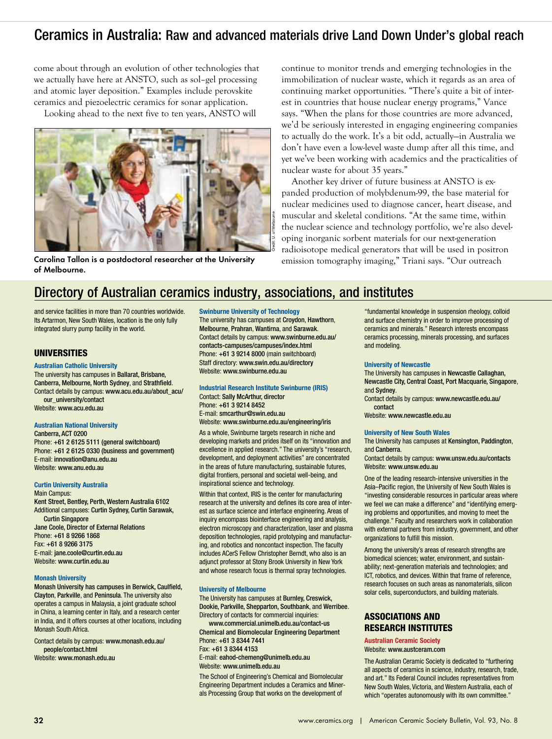## Ceramics in Australia: Raw and advanced materials drive Land Down Under's global reach

come about through an evolution of other technologies that we actually have here at ANSTO, such as sol–gel processing and atomic layer deposition." Examples include perovskite ceramics and piezoelectric ceramics for sonar application.

Looking ahead to the next five to ten years, ANSTO will continue to monitor trends and emerging technologies in the immobilization of nuclear waste, which it regards as an area of continuing market opportunities. "There's quite a bit of interest in countries that house nuclear energy programs," Vance says. "When the plans for those countries are more advanced, we'd be seriously interested in engaging engineering companies to actually do the work. It's a bit odd, actually—in Australia we don't have even a low-level waste dump after all this time, and yet we've been working with academics and the practicalities of nuclear waste for about 35 years."

Another key driver of future business at ANSTO is expanded production of molybdenum-99, the base material for nuclear medicines used to diagnose cancer, heart disease, and muscular and skeletal conditions. "At the same time, within the nuclear science and technology portfolio, we're also developing inorganic sorbent materials for our next-generation radioisotope medical generators that will be used in positron emission tomography imaging," Triani says. "Our outreach

Credit: U. of Melbourne

**Carolina Tallon is a postdoctoral researcher at the University of Melbourne.**

## Directory of Australian ceramics industry, associations, and institutes

and service facilities in more than 70 countries worldwide. Its Artarmon, New South Wales, location is the only fully integrated slurry pump facility in the world.

### UNIVERSITIES

**Australian Catholic University**
The university has campuses in **Ballarat, Brisbane, Canberra, Melbourne, North Sydney**, and **Strathfield**.
Contact details by campus: **www.acu.edu.au/about_acu/our_university/contact**
Website: **www.acu.edu.au**

**Australian National University**
**Canberra, ACT 0200**
Phone: **+61 2 6125 5111 (general switchboard)**
Phone: **+61 2 6125 0330 (business and government)**
E-mail: **innovation@anu.edu.au**
Website: **www.anu.edu.au**

**Curtin University Australia**
Main Campus:
**Kent Street, Bentley, Perth, Western Australia 6102**
Additional campuses: **Curtin Sydney, Curtin Sarawak, Curtin Singapore**
**Jane Coole, Director of External Relations**
Phone: **+61 8 9266 1868**
Fax: **+61 8 9266 3175**
E-mail: **jane.coole@curtin.edu.au**
Website: **www.curtin.edu.au**

**Monash University**
**Monash University has campuses in Berwick, Caulfield, Clayton, Parkville**, and **Peninsula**. The university also operates a campus in Malaysia, a joint graduate school in China, a learning center in Italy, and a research center in India, and it offers courses at other locations, including Monash South Africa.

Contact details by campus: **www.monash.edu.au/people/contact.html**
Website: **www.monash.edu.au**

**Swinburne University of Technology**
The university has campuses at **Croydon, Hawthorn, Melbourne, Prahran, Wantirna**, and **Sarawak**.
Contact details by campus: **www.swinburne.edu.au/contacts-campuses/campuses/index.html**
Phone: **+61 3 9214 8000** (main switchboard)
Staff directory: **www.swin.edu.au/directory**
Website: **www.swinburne.edu.au**

**Industrial Research Institute Swinburne (IRIS)**
Contact: **Sally McArthur, director**
Phone: **+61 3 9214 8452**
E-mail: **smcarthur@swin.edu.au**
Website: **www.swinburne.edu.au/engineering/iris**

As a whole, Swinburne targets research in niche and developing markets and prides itself on its "innovation and excellence in applied research." The university's "research, development, and deployment activities" are concentrated in the areas of future manufacturing, sustainable futures, digital frontiers, personal and societal well-being, and inspirational science and technology.

Within that context, IRIS is the center for manufacturing research at the university and defines its core area of interest as surface science and interface engineering. Areas of inquiry encompass biointerface engineering and analysis, electron microscopy and characterization, laser and plasma deposition technologies, rapid prototyping and manufacturing, and robotics and noncontact inspection. The faculty includes ACerS Fellow Christopher Berndt, who also is an adjunct professor at Stony Brook University in New York and whose research focus is thermal spray technologies.

**University of Melbourne**
The University has campuses at **Burnley, Creswick, Dookie, Parkville, Shepparton, Southbank**, and **Werribee**.
Directory of contacts for commercial inquiries:
**www.commercial.unimelb.edu.au/contact-us**
**Chemical and Biomolecular Engineering Department**
Phone: **+61 3 8344 7441**
Fax: **+61 3 8344 4153**
E-mail: **eahod-chemeng@unimelb.edu.au**
Website: **www.unimelb.edu.au**

The School of Engineering's Chemical and Biomolecular Engineering Department includes a Ceramics and Minerals Processing Group that works on the development of "fundamental knowledge in suspension rheology, colloid and surface chemistry in order to improve processing of ceramics and minerals." Research interests encompass ceramics processing, minerals processing, and surfaces and modeling.

**University of Newcastle**
The University has campuses in **Newcastle Callaghan, Newcastle City, Central Coast, Port Macquarie, Singapore**, and **Sydney**.
Contact details by campus: **www.newcastle.edu.au/contact**
Website: **www.newcastle.edu.au**

**University of New South Wales**
The University has campuses at **Kensington, Paddington**, and **Canberra**.
Contact details by campus: **www.unsw.edu.au/contacts**
Website: **www.unsw.edu.au**

One of the leading research-intensive universities in the Asia–Pacific region, the University of New South Wales is "investing considerable resources in particular areas where we feel we can make a difference" and "identifying emerging problems and opportunities, and moving to meet the challenge." Faculty and researchers work in collaboration with external partners from industry, government, and other organizations to fulfill this mission.

Among the university's areas of research strengths are biomedical sciences; water, environment, and sustainability; next-generation materials and technologies; and ICT, robotics, and devices. Within that frame of reference, research focuses on such areas as nanomaterials, silicon solar cells, superconductors, and building materials.

### ASSOCIATIONS AND RESEARCH INSTITUTES

**Australian Ceramic Society**
Website: **www.austceram.com**

The Australian Ceramic Society is dedicated to "furthering all aspects of ceramics in science, industry, research, trade, and art." Its Federal Council includes representatives from New South Wales, Victoria, and Western Australia, each of which "operates autonomously with its own committee."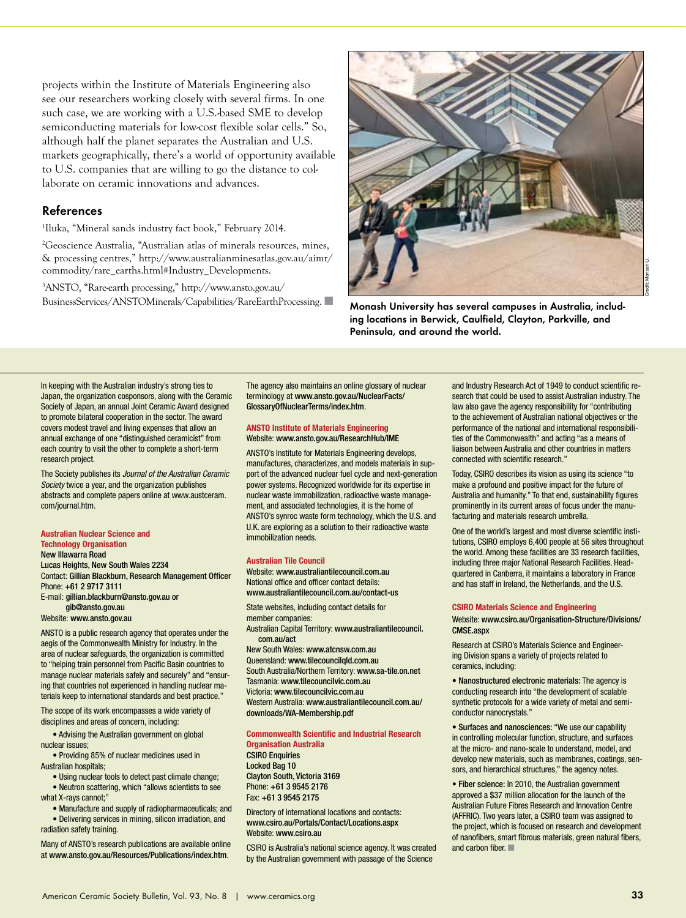projects within the Institute of Materials Engineering also see our researchers working closely with several firms. In one such case, we are working with a U.S.-based SME to develop semiconducting materials for low-cost flexible solar cells." So, although half the planet separates the Australian and U.S. markets geographically, there's a world of opportunity available to U.S. companies that are willing to go the distance to collaborate on ceramic innovations and advances.

## References

[1]Iluka, "Mineral sands industry fact book," February 2014.

[2]Geoscience Australia, "Australian atlas of minerals resources, mines, & processing centres," http://www.australianminesatlas.gov.au/aimr/commodity/rare_earths.html#Industry_Developments.

[3]ANSTO, "Rare-earth processing," http://www.ansto.gov.au/BusinessServices/ANSTOMinerals/Capabilities/RareEarthProcessing. ■

Credit: Monash U.

**Monash University has several campuses in Australia, including locations in Berwick, Caulfield, Clayton, Parkville, and Peninsula, and around the world.**

---

In keeping with the Australian industry's strong ties to Japan, the organization cosponsors, along with the Ceramic Society of Japan, an annual Joint Ceramic Award designed to promote bilateral cooperation in the sector. The award covers modest travel and living expenses that allow an annual exchange of one "distinguished ceramicist" from each country to visit the other to complete a short-term research project.

The Society publishes its *Journal of the Australian Ceramic Society* twice a year, and the organization publishes abstracts and complete papers online at www.austceram.com/journal.htm.

### Australian Nuclear Science and Technology Organisation

New Illawarra Road
Lucas Heights, New South Wales 2234
Contact: Gillian Blackburn, Research Management Officer
Phone: +61 2 9717 3111
E-mail: gillian.blackburn@ansto.gov.au or gib@ansto.gov.au
Website: www.ansto.gov.au

ANSTO is a public research agency that operates under the aegis of the Commonwealth Ministry for Industry. In the area of nuclear safeguards, the organization is committed to "helping train personnel from Pacific Basin countries to manage nuclear materials safely and securely" and "ensuring that countries not experienced in handling nuclear materials keep to international standards and best practice."

The scope of its work encompasses a wide variety of disciplines and areas of concern, including:

- Advising the Australian government on global nuclear issues;
- Providing 85% of nuclear medicines used in Australian hospitals;
- Using nuclear tools to detect past climate change;
- Neutron scattering, which "allows scientists to see what X-rays cannot;"
- Manufacture and supply of radiopharmaceuticals; and
- Delivering services in mining, silicon irradiation, and radiation safety training.

Many of ANSTO's research publications are available online at www.ansto.gov.au/Resources/Publications/index.htm.

The agency also maintains an online glossary of nuclear terminology at www.ansto.gov.au/NuclearFacts/GlossaryOfNuclearTerms/index.htm.

### ANSTO Institute of Materials Engineering

Website: www.ansto.gov.au/ResearchHub/IME

ANSTO's Institute for Materials Engineering develops, manufactures, characterizes, and models materials in support of the advanced nuclear fuel cycle and next-generation power systems. Recognized worldwide for its expertise in nuclear waste immobilization, radioactive waste management, and associated technologies, it is the home of ANSTO's synroc waste form technology, which the U.S. and U.K. are exploring as a solution to their radioactive waste immobilization needs.

### Australian Tile Council

Website: www.australiantilecouncil.com.au
National office and officer contact details:
www.australiantilecouncil.com.au/contact-us

State websites, including contact details for member companies:
Australian Capital Territory: www.australiantilecouncil.com.au/act
New South Wales: www.atcnsw.com.au
Queensland: www.tilecouncilqld.com.au
South Australia/Northern Territory: www.sa-tile.on.net
Tasmania: www.tilecouncilvic.com.au
Victoria: www.tilecouncilvic.com.au
Western Australia: www.australiantilecouncil.com.au/downloads/WA-Membership.pdf

### Commonwealth Scientific and Industrial Research Organisation Australia

CSIRO Enquiries
Locked Bag 10
Clayton South, Victoria 3169
Phone: +61 3 9545 2176
Fax: +61 3 9545 2175

Directory of international locations and contacts:
www.csiro.au/Portals/Contact/Locations.aspx
Website: www.csiro.au

CSIRO is Australia's national science agency. It was created by the Australian government with passage of the Science and Industry Research Act of 1949 to conduct scientific research that could be used to assist Australian industry. The law also gave the agency responsibility for "contributing to the achievement of Australian national objectives or the performance of the national and international responsibilities of the Commonwealth" and acting "as a means of liaison between Australia and other countries in matters connected with scientific research."

Today, CSIRO describes its vision as using its science "to make a profound and positive impact for the future of Australia and humanity." To that end, sustainability figures prominently in its current areas of focus under the manufacturing and materials research umbrella.

One of the world's largest and most diverse scientific institutions, CSIRO employs 6,400 people at 56 sites throughout the world. Among these facilities are 33 research facilities, including three major National Research Facilities. Headquartered in Canberra, it maintains a laboratory in France and has staff in Ireland, the Netherlands, and the U.S.

### CSIRO Materials Science and Engineering

Website: www.csiro.au/Organisation-Structure/Divisions/CMSE.aspx

Research at CSIRO's Materials Science and Engineering Division spans a variety of projects related to ceramics, including:

- **Nanostructured electronic materials:** The agency is conducting research into "the development of scalable synthetic protocols for a wide variety of metal and semiconductor nanocrystals."
- **Surfaces and nanosciences:** "We use our capability in controlling molecular function, structure, and surfaces at the micro- and nano-scale to understand, model, and develop new materials, such as membranes, coatings, sensors, and hierarchical structures," the agency notes.
- **Fiber science:** In 2010, the Australian government approved a $37 million allocation for the launch of the Australian Future Fibres Research and Innovation Centre (AFFRIC). Two years later, a CSIRO team was assigned to the project, which is focused on research and development of nanofibers, smart fibrous materials, green natural fibers, and carbon fiber. ■